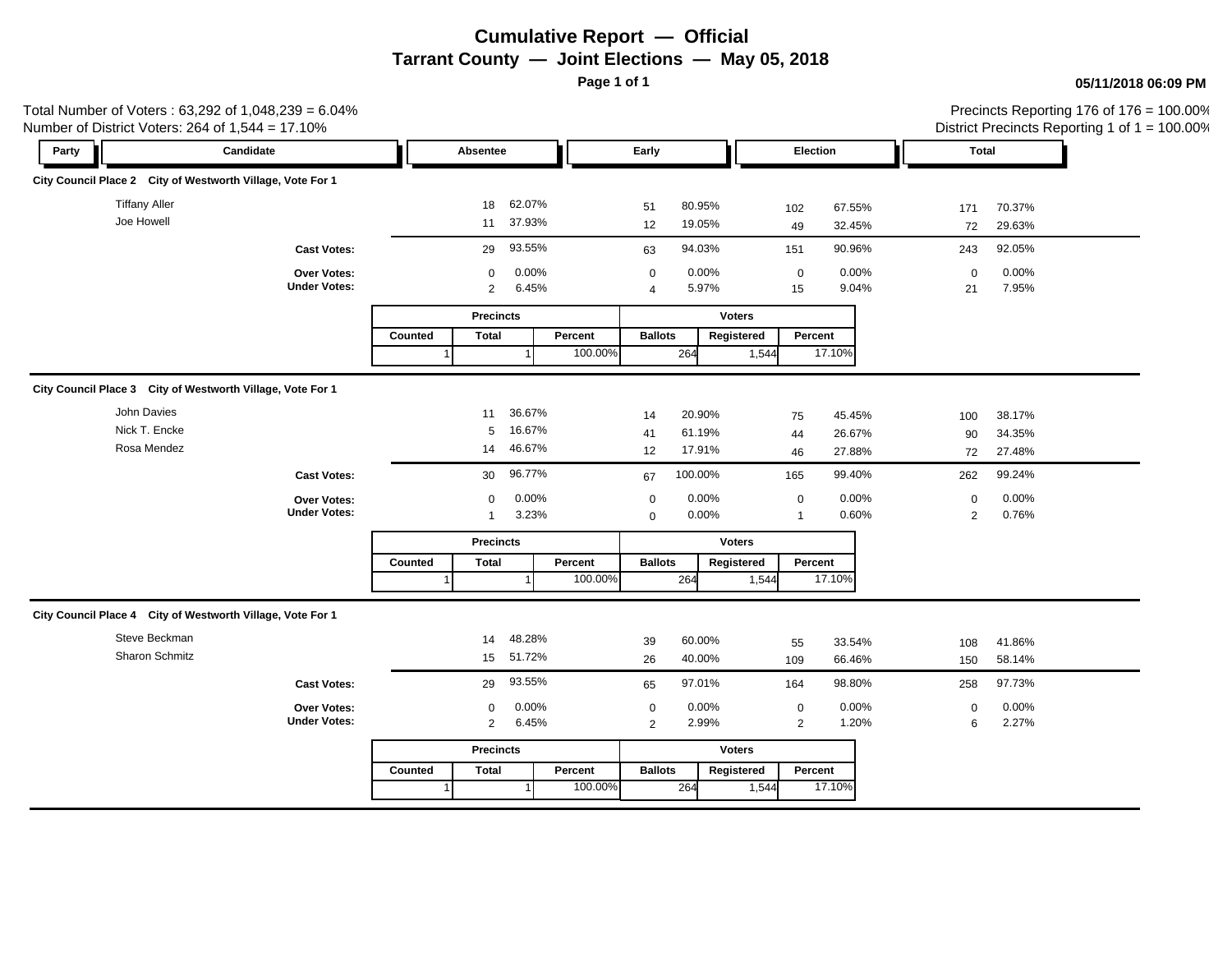# Cumulative Report — Official

## Tarrant County — Joint Elections — May 05, 2018

05/11/2018 06:09 PM

Total Number of Voters : 63,292 of 1,048,239 = 6.04%
Number of District Voters: 264 of 1,544 = 17.10%

Precincts Reporting 176 of 176 = 100.00%
District Precincts Reporting 1 of 1 = 100.00%

### City Council Place 2 City of Westworth Village, Vote For 1

| Party | Candidate | Absentee | | Early | | Election | | Total | |
|---|---|---|---|---|---|---|---|---|---|
| | Tiffany Aller | 18 | 62.07% | 51 | 80.95% | 102 | 67.55% | 171 | 70.37% |
| | Joe Howell | 11 | 37.93% | 12 | 19.05% | 49 | 32.45% | 72 | 29.63% |
| | **Cast Votes:** | 29 | 93.55% | 63 | 94.03% | 151 | 90.96% | 243 | 92.05% |
| | **Over Votes:** | 0 | 0.00% | 0 | 0.00% | 0 | 0.00% | 0 | 0.00% |
| | **Under Votes:** | 2 | 6.45% | 4 | 5.97% | 15 | 9.04% | 21 | 7.95% |

| Precincts | | | Voters | | |
|---|---|---|---|---|---|
| Counted | Total | Percent | Ballots | Registered | Percent |
| 1 | 1 | 100.00% | 264 | 1,544 | 17.10% |

### City Council Place 3 City of Westworth Village, Vote For 1

| Party | Candidate | Absentee | | Early | | Election | | Total | |
|---|---|---|---|---|---|---|---|---|---|
| | John Davies | 11 | 36.67% | 14 | 20.90% | 75 | 45.45% | 100 | 38.17% |
| | Nick T. Encke | 5 | 16.67% | 41 | 61.19% | 44 | 26.67% | 90 | 34.35% |
| | Rosa Mendez | 14 | 46.67% | 12 | 17.91% | 46 | 27.88% | 72 | 27.48% |
| | **Cast Votes:** | 30 | 96.77% | 67 | 100.00% | 165 | 99.40% | 262 | 99.24% |
| | **Over Votes:** | 0 | 0.00% | 0 | 0.00% | 0 | 0.00% | 0 | 0.00% |
| | **Under Votes:** | 1 | 3.23% | 0 | 0.00% | 1 | 0.60% | 2 | 0.76% |

| Precincts | | | Voters | | |
|---|---|---|---|---|---|
| Counted | Total | Percent | Ballots | Registered | Percent |
| 1 | 1 | 100.00% | 264 | 1,544 | 17.10% |

### City Council Place 4 City of Westworth Village, Vote For 1

| Party | Candidate | Absentee | | Early | | Election | | Total | |
|---|---|---|---|---|---|---|---|---|---|
| | Steve Beckman | 14 | 48.28% | 39 | 60.00% | 55 | 33.54% | 108 | 41.86% |
| | Sharon Schmitz | 15 | 51.72% | 26 | 40.00% | 109 | 66.46% | 150 | 58.14% |
| | **Cast Votes:** | 29 | 93.55% | 65 | 97.01% | 164 | 98.80% | 258 | 97.73% |
| | **Over Votes:** | 0 | 0.00% | 0 | 0.00% | 0 | 0.00% | 0 | 0.00% |
| | **Under Votes:** | 2 | 6.45% | 2 | 2.99% | 2 | 1.20% | 6 | 2.27% |

| Precincts | | | Voters | | |
|---|---|---|---|---|---|
| Counted | Total | Percent | Ballots | Registered | Percent |
| 1 | 1 | 100.00% | 264 | 1,544 | 17.10% |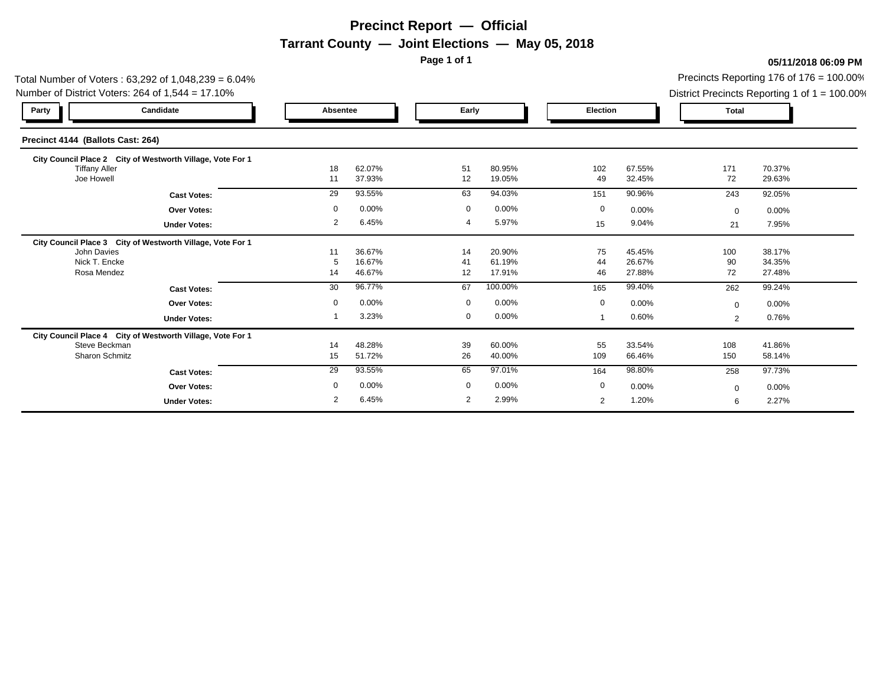# Precinct Report — Official

## Tarrant County — Joint Elections — May 05, 2018

05/11/2018 06:09 PM

Total Number of Voters : 63,292 of 1,048,239 = 6.04%

Number of District Voters: 264 of 1,544 = 17.10%

Precincts Reporting 176 of 176 = 100.00%

District Precincts Reporting 1 of 1 = 100.00%

**Precinct 4144 (Ballots Cast: 264)**

| Party | Candidate | Absentee | | Early | | Election | | Total | |
|---|---|---|---|---|---|---|---|---|---|
| **City Council Place 2 City of Westworth Village, Vote For 1** | | | | | | | | | |
| | Tiffany Aller | 18 | 62.07% | 51 | 80.95% | 102 | 67.55% | 171 | 70.37% |
| | Joe Howell | 11 | 37.93% | 12 | 19.05% | 49 | 32.45% | 72 | 29.63% |
| | **Cast Votes:** | 29 | 93.55% | 63 | 94.03% | 151 | 90.96% | 243 | 92.05% |
| | **Over Votes:** | 0 | 0.00% | 0 | 0.00% | 0 | 0.00% | 0 | 0.00% |
| | **Under Votes:** | 2 | 6.45% | 4 | 5.97% | 15 | 9.04% | 21 | 7.95% |
| **City Council Place 3 City of Westworth Village, Vote For 1** | | | | | | | | | |
| | John Davies | 11 | 36.67% | 14 | 20.90% | 75 | 45.45% | 100 | 38.17% |
| | Nick T. Encke | 5 | 16.67% | 41 | 61.19% | 44 | 26.67% | 90 | 34.35% |
| | Rosa Mendez | 14 | 46.67% | 12 | 17.91% | 46 | 27.88% | 72 | 27.48% |
| | **Cast Votes:** | 30 | 96.77% | 67 | 100.00% | 165 | 99.40% | 262 | 99.24% |
| | **Over Votes:** | 0 | 0.00% | 0 | 0.00% | 0 | 0.00% | 0 | 0.00% |
| | **Under Votes:** | 1 | 3.23% | 0 | 0.00% | 1 | 0.60% | 2 | 0.76% |
| **City Council Place 4 City of Westworth Village, Vote For 1** | | | | | | | | | |
| | Steve Beckman | 14 | 48.28% | 39 | 60.00% | 55 | 33.54% | 108 | 41.86% |
| | Sharon Schmitz | 15 | 51.72% | 26 | 40.00% | 109 | 66.46% | 150 | 58.14% |
| | **Cast Votes:** | 29 | 93.55% | 65 | 97.01% | 164 | 98.80% | 258 | 97.73% |
| | **Over Votes:** | 0 | 0.00% | 0 | 0.00% | 0 | 0.00% | 0 | 0.00% |
| | **Under Votes:** | 2 | 6.45% | 2 | 2.99% | 2 | 1.20% | 6 | 2.27% |